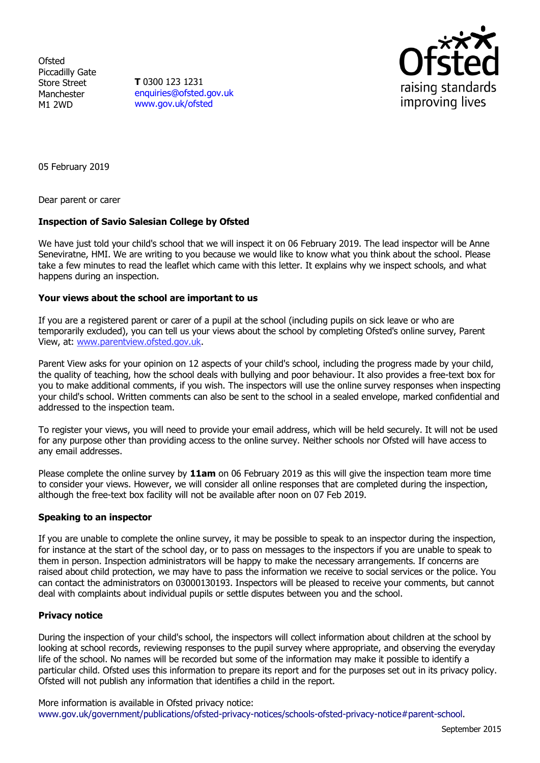Ofsted
Piccadilly Gate
Store Street
Manchester
M1 2WD

**T** 0300 123 1231
enquiries@ofsted.gov.uk
www.gov.uk/ofsted

Ofsted
raising standards
improving lives

05 February 2019

Dear parent or carer

**Inspection of Savio Salesian College by Ofsted**

We have just told your child's school that we will inspect it on 06 February 2019. The lead inspector will be Anne Seneviratne, HMI. We are writing to you because we would like to know what you think about the school. Please take a few minutes to read the leaflet which came with this letter. It explains why we inspect schools, and what happens during an inspection.

**Your views about the school are important to us**

If you are a registered parent or carer of a pupil at the school (including pupils on sick leave or who are temporarily excluded), you can tell us your views about the school by completing Ofsted's online survey, Parent View, at: www.parentview.ofsted.gov.uk.

Parent View asks for your opinion on 12 aspects of your child's school, including the progress made by your child, the quality of teaching, how the school deals with bullying and poor behaviour. It also provides a free-text box for you to make additional comments, if you wish. The inspectors will use the online survey responses when inspecting your child's school. Written comments can also be sent to the school in a sealed envelope, marked confidential and addressed to the inspection team.

To register your views, you will need to provide your email address, which will be held securely. It will not be used for any purpose other than providing access to the online survey. Neither schools nor Ofsted will have access to any email addresses.

Please complete the online survey by **11am** on 06 February 2019 as this will give the inspection team more time to consider your views. However, we will consider all online responses that are completed during the inspection, although the free-text box facility will not be available after noon on 07 Feb 2019.

**Speaking to an inspector**

If you are unable to complete the online survey, it may be possible to speak to an inspector during the inspection, for instance at the start of the school day, or to pass on messages to the inspectors if you are unable to speak to them in person. Inspection administrators will be happy to make the necessary arrangements. If concerns are raised about child protection, we may have to pass the information we receive to social services or the police. You can contact the administrators on 03000130193. Inspectors will be pleased to receive your comments, but cannot deal with complaints about individual pupils or settle disputes between you and the school.

**Privacy notice**

During the inspection of your child's school, the inspectors will collect information about children at the school by looking at school records, reviewing responses to the pupil survey where appropriate, and observing the everyday life of the school. No names will be recorded but some of the information may make it possible to identify a particular child. Ofsted uses this information to prepare its report and for the purposes set out in its privacy policy. Ofsted will not publish any information that identifies a child in the report.

More information is available in Ofsted privacy notice:
www.gov.uk/government/publications/ofsted-privacy-notices/schools-ofsted-privacy-notice#parent-school.

September 2015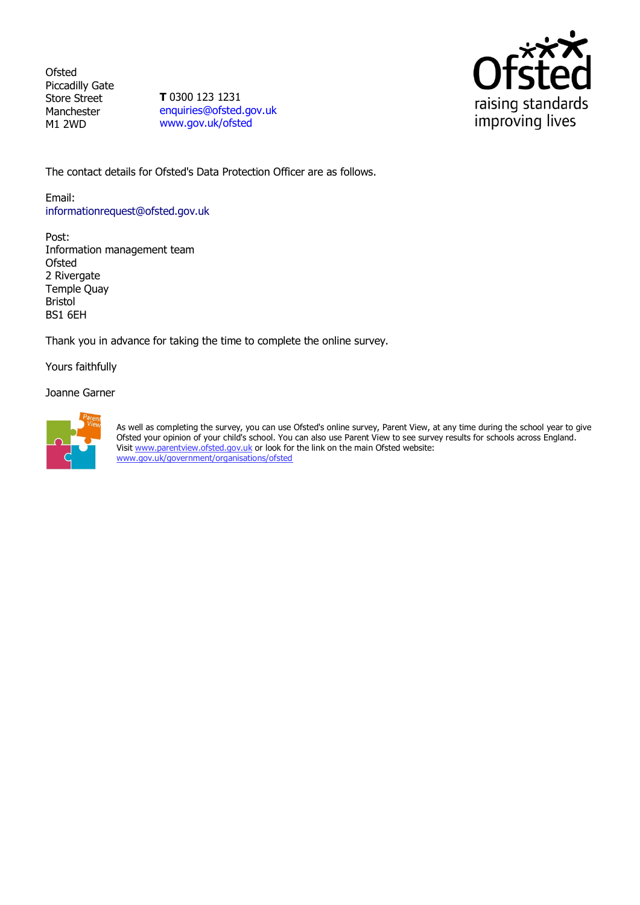Ofsted
Piccadilly Gate
Store Street
Manchester
M1 2WD

**T** 0300 123 1231
enquiries@ofsted.gov.uk
www.gov.uk/ofsted

Ofsted
raising standards
improving lives

The contact details for Ofsted's Data Protection Officer are as follows.

Email:
informationrequest@ofsted.gov.uk

Post:
Information management team
Ofsted
2 Rivergate
Temple Quay
Bristol
BS1 6EH

Thank you in advance for taking the time to complete the online survey.

Yours faithfully

Joanne Garner

As well as completing the survey, you can use Ofsted's online survey, Parent View, at any time during the school year to give Ofsted your opinion of your child's school. You can also use Parent View to see survey results for schools across England. Visit www.parentview.ofsted.gov.uk or look for the link on the main Ofsted website: www.gov.uk/government/organisations/ofsted